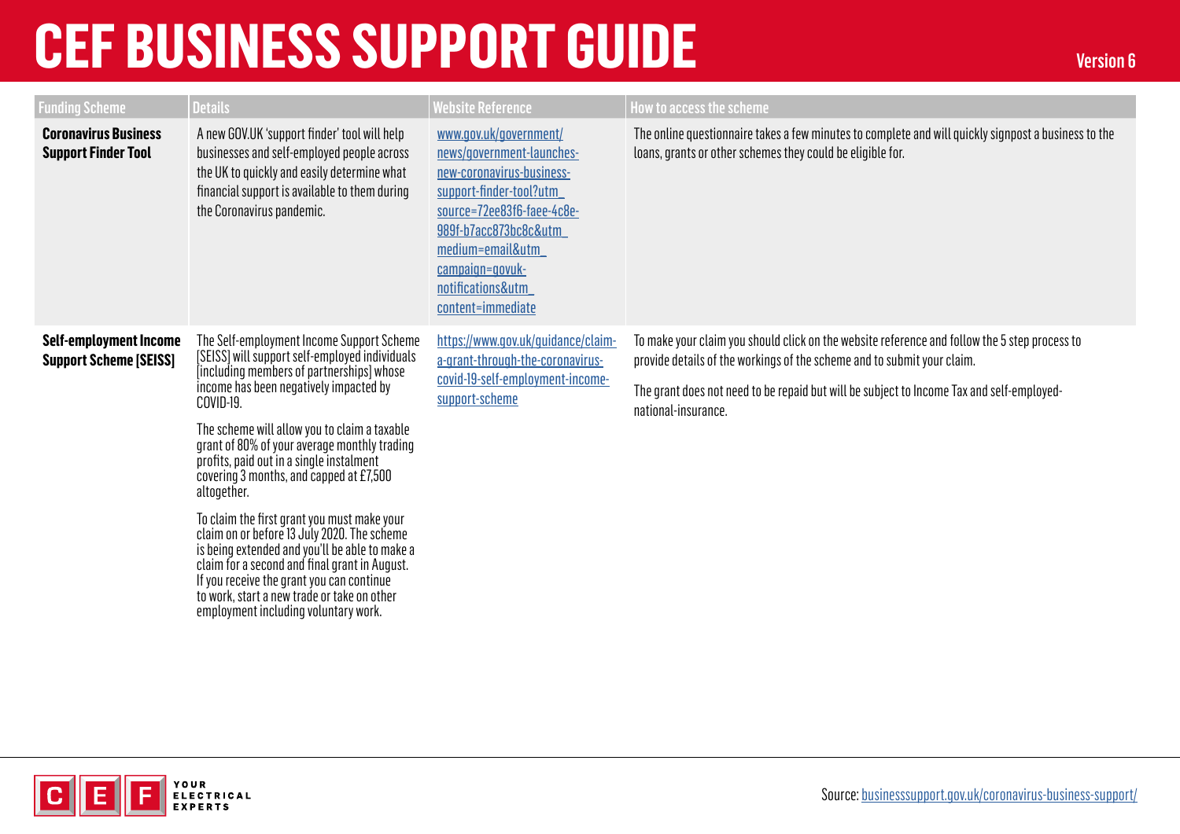# CEF BUSINESS SUPPORT GUIDE

Version 6

| Funding Scheme | Details | Website Reference | How to access the scheme |
|---|---|---|---|
| **Coronavirus Business Support Finder Tool** | A new GOV.UK 'support finder' tool will help businesses and self-employed people across the UK to quickly and easily determine what financial support is available to them during the Coronavirus pandemic. | www.gov.uk/government/news/government-launches-new-coronavirus-business-support-finder-tool?utm_source=72ee83f6-faee-4c8e-989f-b7acc873bc8c&utm_medium=email&utm_campaign=govuk-notifications&utm_content=immediate | The online questionnaire takes a few minutes to complete and will quickly signpost a business to the loans, grants or other schemes they could be eligible for. |
| **Self-employment Income Support Scheme [SEISS]** | The Self-employment Income Support Scheme [SEISS] will support self-employed individuals [including members of partnerships] whose income has been negatively impacted by COVID-19.<br><br>The scheme will allow you to claim a taxable grant of 80% of your average monthly trading profits, paid out in a single instalment covering 3 months, and capped at £7,500 altogether.<br><br>To claim the first grant you must make your claim on or before 13 July 2020. The scheme is being extended and you'll be able to make a claim for a second and final grant in August. If you receive the grant you can continue to work, start a new trade or take on other employment including voluntary work. | https://www.gov.uk/guidance/claim-a-grant-through-the-coronavirus-covid-19-self-employment-income-support-scheme | To make your claim you should click on the website reference and follow the 5 step process to provide details of the workings of the scheme and to submit your claim.<br><br>The grant does not need to be repaid but will be subject to Income Tax and self-employed-national-insurance. |

Source: businesssupport.gov.uk/coronavirus-business-support/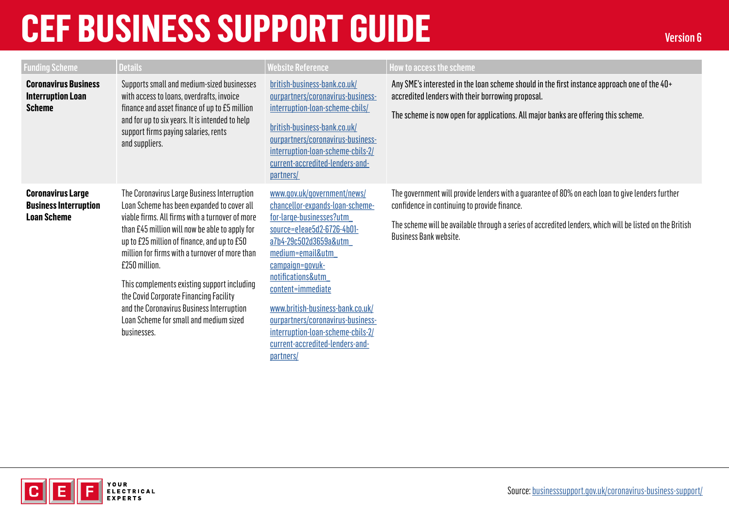# CEF BUSINESS SUPPORT GUIDE

Version 6

| Funding Scheme | Details | Website Reference | How to access the scheme |
|---|---|---|---|
| **Coronavirus Business Interruption Loan Scheme** | Supports small and medium-sized businesses with access to loans, overdrafts, invoice finance and asset finance of up to £5 million and for up to six years. It is intended to help support firms paying salaries, rents and suppliers. | british-business-bank.co.uk/ourpartners/coronavirus-business-interruption-loan-scheme-cbils/<br><br>british-business-bank.co.uk/ourpartners/coronavirus-business-interruption-loan-scheme-cbils-2/current-accredited-lenders-and-partners/ | Any SME's interested in the loan scheme should in the first instance approach one of the 40+ accredited lenders with their borrowing proposal.<br><br>The scheme is now open for applications. All major banks are offering this scheme. |
| **Coronavirus Large Business Interruption Loan Scheme** | The Coronavirus Large Business Interruption Loan Scheme has been expanded to cover all viable firms. All firms with a turnover of more than £45 million will now be able to apply for up to £25 million of finance, and up to £50 million for firms with a turnover of more than £250 million.<br><br>This complements existing support including the Covid Corporate Financing Facility and the Coronavirus Business Interruption Loan Scheme for small and medium sized businesses. | www.gov.uk/government/news/chancellor-expands-loan-scheme-for-large-businesses?utm_source=e1eae5d2-6726-4b01-a7b4-29c502d3659a&utm_medium=email&utm_campaign=govuk-notifications&utm_content=immediate<br><br>www.british-business-bank.co.uk/ourpartners/coronavirus-business-interruption-loan-scheme-cbils-2/current-accredited-lenders-and-partners/ | The government will provide lenders with a guarantee of 80% on each loan to give lenders further confidence in continuing to provide finance.<br><br>The scheme will be available through a series of accredited lenders, which will be listed on the British Business Bank website. |

Source: businesssupport.gov.uk/coronavirus-business-support/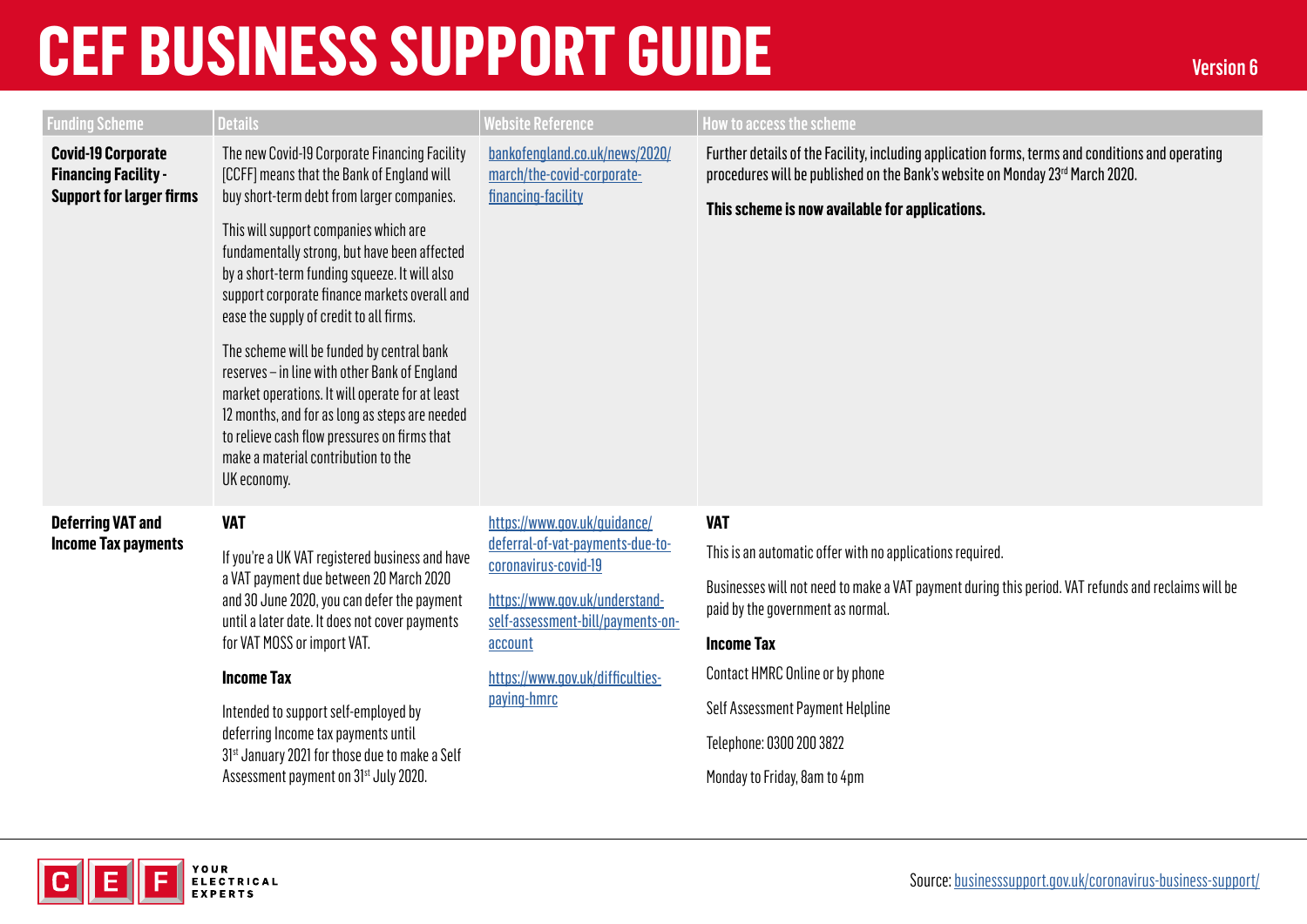# CEF BUSINESS SUPPORT GUIDE

Version 6

| Funding Scheme | Details | Website Reference | How to access the scheme |
|---|---|---|---|
| **Covid-19 Corporate Financing Facility - Support for larger firms** | The new Covid-19 Corporate Financing Facility [CCFF] means that the Bank of England will buy short-term debt from larger companies.<br><br>This will support companies which are fundamentally strong, but have been affected by a short-term funding squeeze. It will also support corporate finance markets overall and ease the supply of credit to all firms.<br><br>The scheme will be funded by central bank reserves – in line with other Bank of England market operations. It will operate for at least 12 months, and for as long as steps are needed to relieve cash flow pressures on firms that make a material contribution to the UK economy. | bankofengland.co.uk/news/2020/march/the-covid-corporate-financing-facility | Further details of the Facility, including application forms, terms and conditions and operating procedures will be published on the Bank's website on Monday 23rd March 2020.<br><br>**This scheme is now available for applications.** |
| **Deferring VAT and Income Tax payments** | **VAT**<br><br>If you're a UK VAT registered business and have a VAT payment due between 20 March 2020 and 30 June 2020, you can defer the payment until a later date. It does not cover payments for VAT MOSS or import VAT.<br><br>**Income Tax**<br><br>Intended to support self-employed by deferring Income tax payments until 31st January 2021 for those due to make a Self Assessment payment on 31st July 2020. | https://www.gov.uk/guidance/deferral-of-vat-payments-due-to-coronavirus-covid-19<br><br>https://www.gov.uk/understand-self-assessment-bill/payments-on-account<br><br>https://www.gov.uk/difficulties-paying-hmrc | **VAT**<br><br>This is an automatic offer with no applications required.<br><br>Businesses will not need to make a VAT payment during this period. VAT refunds and reclaims will be paid by the government as normal.<br><br>**Income Tax**<br><br>Contact HMRC Online or by phone<br><br>Self Assessment Payment Helpline<br><br>Telephone: 0300 200 3822<br><br>Monday to Friday, 8am to 4pm |

Source: businesssupport.gov.uk/coronavirus-business-support/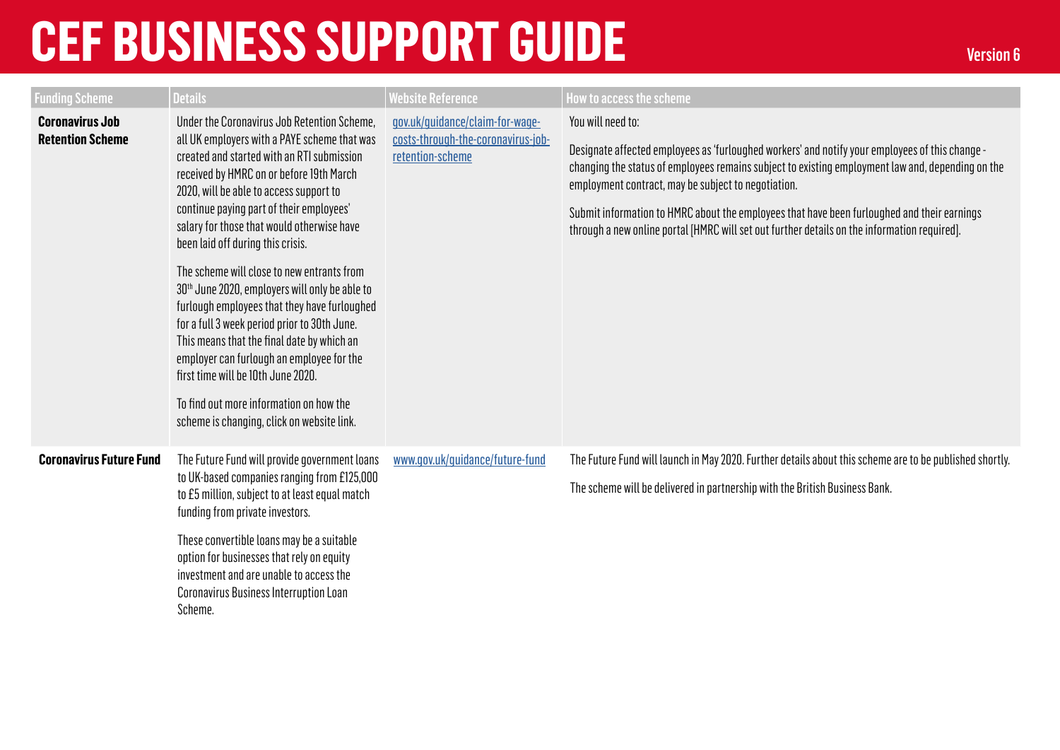# CEF BUSINESS SUPPORT GUIDE

Version 6

| Funding Scheme | Details | Website Reference | How to access the scheme |
|---|---|---|---|
| **Coronavirus Job Retention Scheme** | Under the Coronavirus Job Retention Scheme, all UK employers with a PAYE scheme that was created and started with an RTI submission received by HMRC on or before 19th March 2020, will be able to access support to continue paying part of their employees' salary for those that would otherwise have been laid off during this crisis.<br><br>The scheme will close to new entrants from 30th June 2020, employers will only be able to furlough employees that they have furloughed for a full 3 week period prior to 30th June. This means that the final date by which an employer can furlough an employee for the first time will be 10th June 2020.<br><br>To find out more information on how the scheme is changing, click on website link. | gov.uk/guidance/claim-for-wage-costs-through-the-coronavirus-job-retention-scheme | You will need to:<br><br>Designate affected employees as 'furloughed workers' and notify your employees of this change - changing the status of employees remains subject to existing employment law and, depending on the employment contract, may be subject to negotiation.<br><br>Submit information to HMRC about the employees that have been furloughed and their earnings through a new online portal [HMRC will set out further details on the information required]. |
| **Coronavirus Future Fund** | The Future Fund will provide government loans to UK-based companies ranging from £125,000 to £5 million, subject to at least equal match funding from private investors.<br><br>These convertible loans may be a suitable option for businesses that rely on equity investment and are unable to access the Coronavirus Business Interruption Loan Scheme. | www.gov.uk/guidance/future-fund | The Future Fund will launch in May 2020. Further details about this scheme are to be published shortly.<br><br>The scheme will be delivered in partnership with the British Business Bank. |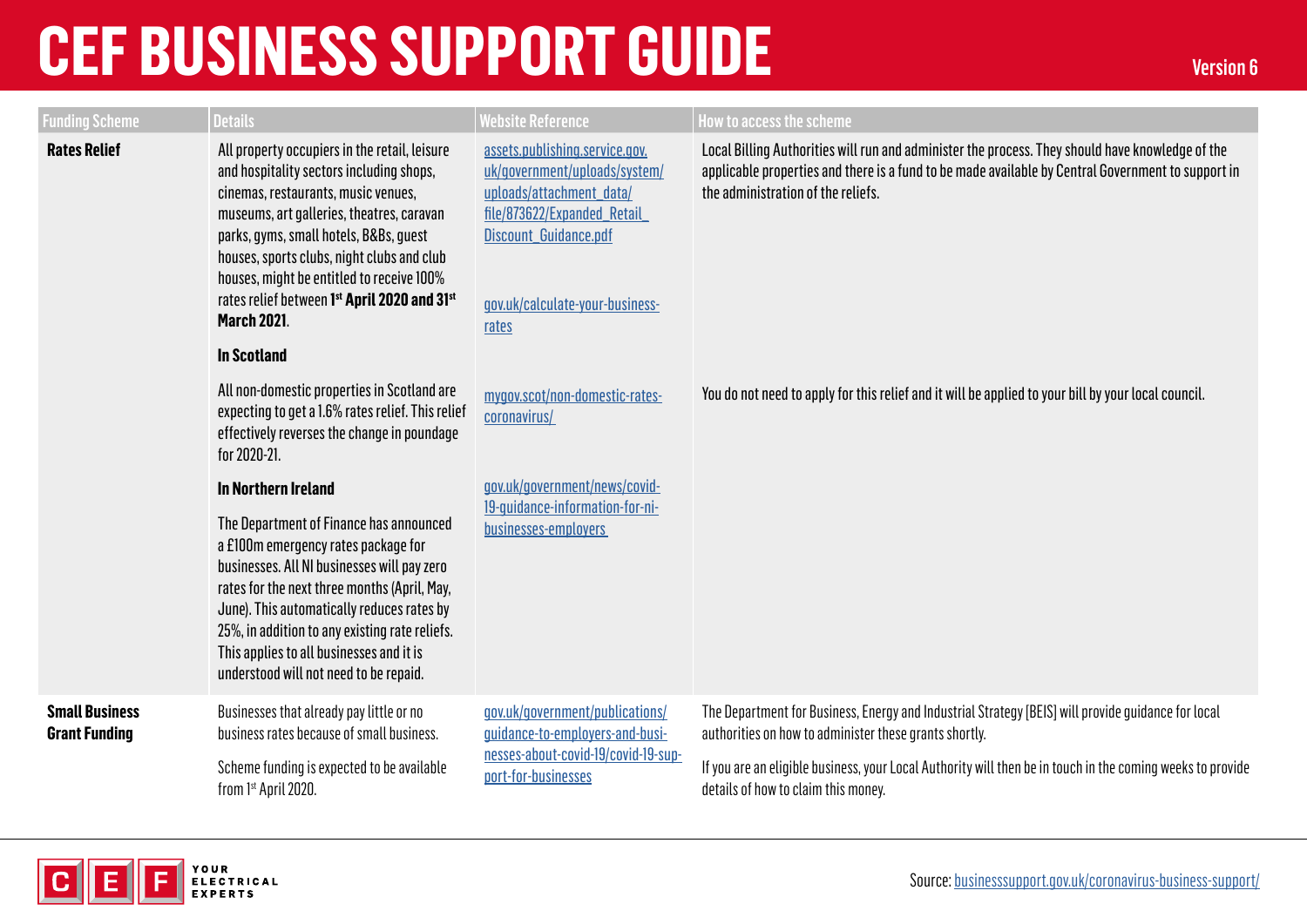# CEF BUSINESS SUPPORT GUIDE

Version 6

| Funding Scheme | Details | Website Reference | How to access the scheme |
|---|---|---|---|
| **Rates Relief** | All property occupiers in the retail, leisure and hospitality sectors including shops, cinemas, restaurants, music venues, museums, art galleries, theatres, caravan parks, gyms, small hotels, B&Bs, guest houses, sports clubs, night clubs and club houses, might be entitled to receive 100% rates relief between **1st April 2020 and 31st March 2021**. | assets.publishing.service.gov.uk/government/uploads/system/uploads/attachment_data/file/873622/Expanded_Retail_Discount_Guidance.pdf<br><br>gov.uk/calculate-your-business-rates | Local Billing Authorities will run and administer the process. They should have knowledge of the applicable properties and there is a fund to be made available by Central Government to support in the administration of the reliefs. |
| | **In Scotland**<br><br>All non-domestic properties in Scotland are expecting to get a 1.6% rates relief. This relief effectively reverses the change in poundage for 2020-21. | mygov.scot/non-domestic-rates-coronavirus/ | You do not need to apply for this relief and it will be applied to your bill by your local council. |
| | **In Northern Ireland**<br><br>The Department of Finance has announced a £100m emergency rates package for businesses. All NI businesses will pay zero rates for the next three months (April, May, June). This automatically reduces rates by 25%, in addition to any existing rate reliefs. This applies to all businesses and it is understood will not need to be repaid. | gov.uk/government/news/covid-19-guidance-information-for-ni-businesses-employers | |
| **Small Business Grant Funding** | Businesses that already pay little or no business rates because of small business.<br><br>Scheme funding is expected to be available from 1st April 2020. | gov.uk/government/publications/guidance-to-employers-and-businesses-about-covid-19/covid-19-support-for-businesses | The Department for Business, Energy and Industrial Strategy [BEIS] will provide guidance for local authorities on how to administer these grants shortly.<br><br>If you are an eligible business, your Local Authority will then be in touch in the coming weeks to provide details of how to claim this money. |

Source: businesssupport.gov.uk/coronavirus-business-support/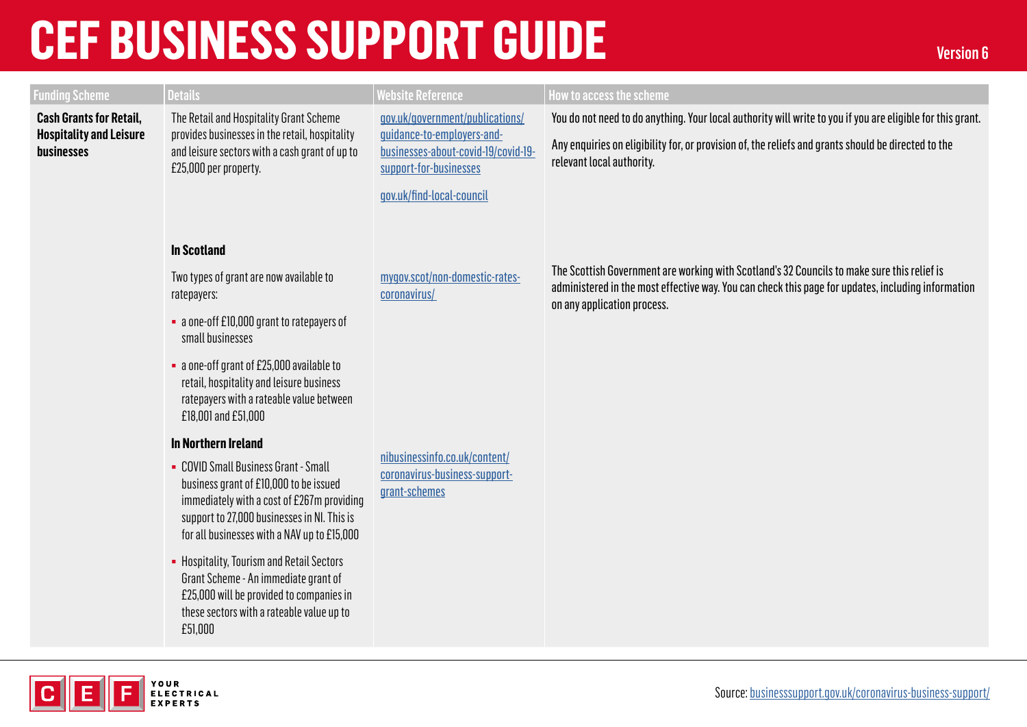# CEF BUSINESS SUPPORT GUIDE

Version 6

| Funding Scheme | Details | Website Reference | How to access the scheme |
|---|---|---|---|
| **Cash Grants for Retail, Hospitality and Leisure businesses** | The Retail and Hospitality Grant Scheme provides businesses in the retail, hospitality and leisure sectors with a cash grant of up to £25,000 per property. | gov.uk/government/publications/guidance-to-employers-and-businesses-about-covid-19/covid-19-support-for-businesses<br><br>gov.uk/find-local-council | You do not need to do anything. Your local authority will write to you if you are eligible for this grant.<br><br>Any enquiries on eligibility for, or provision of, the reliefs and grants should be directed to the relevant local authority. |
| | **In Scotland**<br><br>Two types of grant are now available to ratepayers:<br><br>- a one-off £10,000 grant to ratepayers of small businesses<br>- a one-off grant of £25,000 available to retail, hospitality and leisure business ratepayers with a rateable value between £18,001 and £51,000 | mygov.scot/non-domestic-rates-coronavirus/ | The Scottish Government are working with Scotland's 32 Councils to make sure this relief is administered in the most effective way. You can check this page for updates, including information on any application process. |
| | **In Northern Ireland**<br><br>- COVID Small Business Grant - Small business grant of £10,000 to be issued immediately with a cost of £267m providing support to 27,000 businesses in NI. This is for all businesses with a NAV up to £15,000<br>- Hospitality, Tourism and Retail Sectors Grant Scheme - An immediate grant of £25,000 will be provided to companies in these sectors with a rateable value up to £51,000 | nibusinessinfo.co.uk/content/coronavirus-business-support-grant-schemes | |

Source: businesssupport.gov.uk/coronavirus-business-support/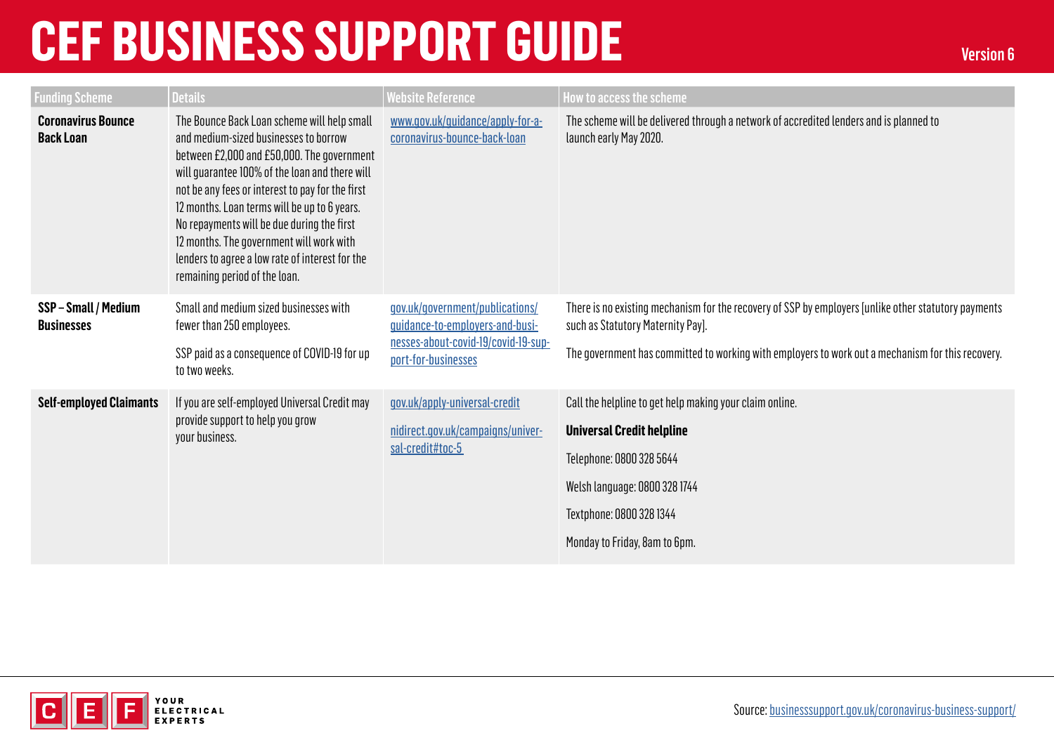# CEF BUSINESS SUPPORT GUIDE

Version 6

| Funding Scheme | Details | Website Reference | How to access the scheme |
|---|---|---|---|
| **Coronavirus Bounce Back Loan** | The Bounce Back Loan scheme will help small and medium-sized businesses to borrow between £2,000 and £50,000. The government will guarantee 100% of the loan and there will not be any fees or interest to pay for the first 12 months. Loan terms will be up to 6 years. No repayments will be due during the first 12 months. The government will work with lenders to agree a low rate of interest for the remaining period of the loan. | www.gov.uk/guidance/apply-for-a-coronavirus-bounce-back-loan | The scheme will be delivered through a network of accredited lenders and is planned to launch early May 2020. |
| **SSP – Small / Medium Businesses** | Small and medium sized businesses with fewer than 250 employees.<br><br>SSP paid as a consequence of COVID-19 for up to two weeks. | gov.uk/government/publications/guidance-to-employers-and-businesses-about-covid-19/covid-19-support-for-businesses | There is no existing mechanism for the recovery of SSP by employers [unlike other statutory payments such as Statutory Maternity Pay].<br><br>The government has committed to working with employers to work out a mechanism for this recovery. |
| **Self-employed Claimants** | If you are self-employed Universal Credit may provide support to help you grow your business. | gov.uk/apply-universal-credit<br><br>nidirect.gov.uk/campaigns/universal-credit#toc-5 | Call the helpline to get help making your claim online.<br><br>**Universal Credit helpline**<br><br>Telephone: 0800 328 5644<br><br>Welsh language: 0800 328 1744<br><br>Textphone: 0800 328 1344<br><br>Monday to Friday, 8am to 6pm. |

CEF YOUR ELECTRICAL EXPERTS

Source: businesssupport.gov.uk/coronavirus-business-support/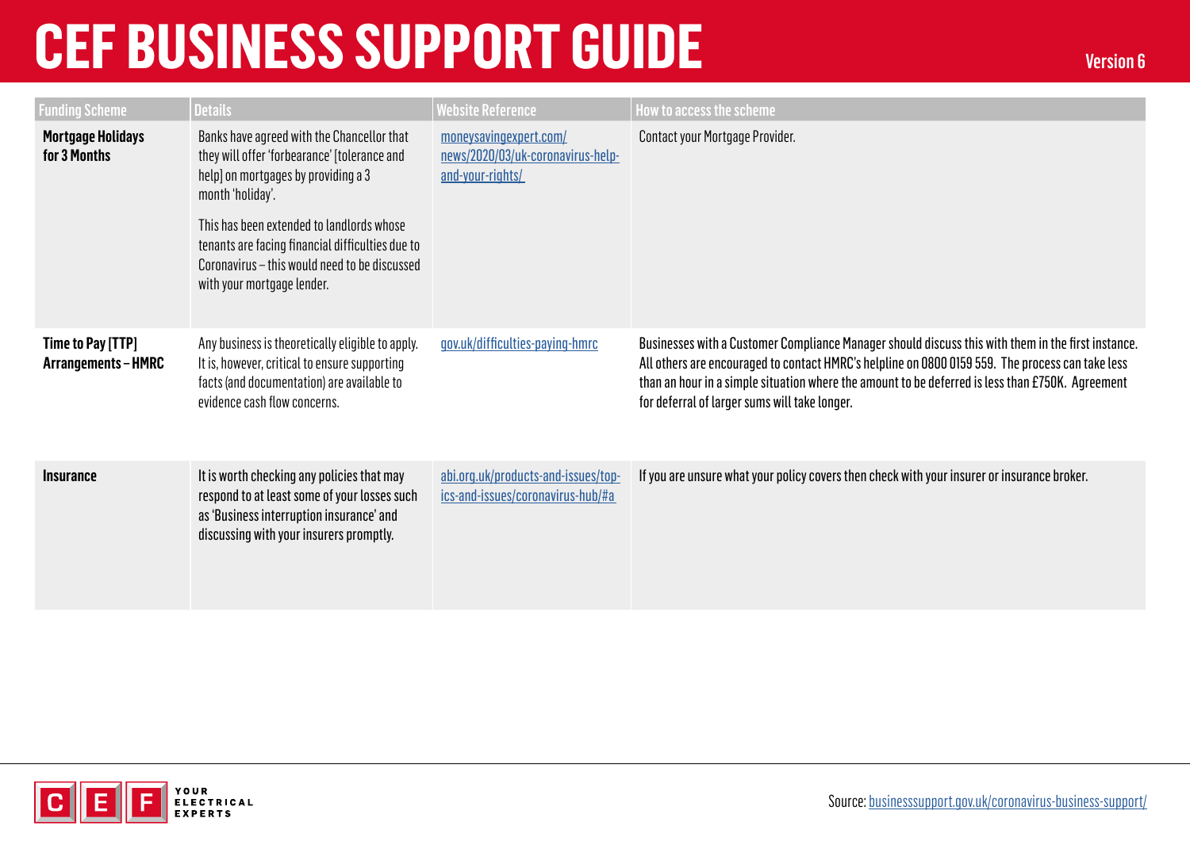# CEF BUSINESS SUPPORT GUIDE

Version 6

| Funding Scheme | Details | Website Reference | How to access the scheme |
|---|---|---|---|
| **Mortgage Holidays for 3 Months** | Banks have agreed with the Chancellor that they will offer 'forbearance' [tolerance and help] on mortgages by providing a 3 month 'holiday'.<br><br>This has been extended to landlords whose tenants are facing financial difficulties due to Coronavirus – this would need to be discussed with your mortgage lender. | moneysavingexpert.com/news/2020/03/uk-coronavirus-help-and-your-rights/ | Contact your Mortgage Provider. |
| **Time to Pay [TTP] Arrangements – HMRC** | Any business is theoretically eligible to apply. It is, however, critical to ensure supporting facts (and documentation) are available to evidence cash flow concerns. | gov.uk/difficulties-paying-hmrc | Businesses with a Customer Compliance Manager should discuss this with them in the first instance. All others are encouraged to contact HMRC's helpline on 0800 0159 559. The process can take less than an hour in a simple situation where the amount to be deferred is less than £750K. Agreement for deferral of larger sums will take longer. |
| **Insurance** | It is worth checking any policies that may respond to at least some of your losses such as 'Business interruption insurance' and discussing with your insurers promptly. | abi.org.uk/products-and-issues/topics-and-issues/coronavirus-hub/#a | If you are unsure what your policy covers then check with your insurer or insurance broker. |

Source: businesssupport.gov.uk/coronavirus-business-support/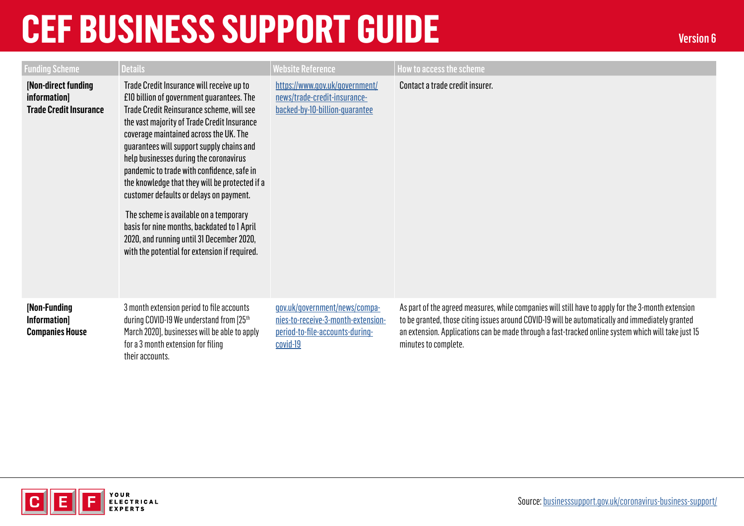# CEF BUSINESS SUPPORT GUIDE

Version 6

| Funding Scheme | Details | Website Reference | How to access the scheme |
|---|---|---|---|
| **[Non-direct funding information] Trade Credit Insurance** | Trade Credit Insurance will receive up to £10 billion of government guarantees. The Trade Credit Reinsurance scheme, will see the vast majority of Trade Credit Insurance coverage maintained across the UK. The guarantees will support supply chains and help businesses during the coronavirus pandemic to trade with confidence, safe in the knowledge that they will be protected if a customer defaults or delays on payment. The scheme is available on a temporary basis for nine months, backdated to 1 April 2020, and running until 31 December 2020, with the potential for extension if required. | https://www.gov.uk/government/news/trade-credit-insurance-backed-by-10-billion-guarantee | Contact a trade credit insurer. |
| **[Non-Funding Information] Companies House** | 3 month extension period to file accounts during COVID-19 We understand from [25th March 2020], businesses will be able to apply for a 3 month extension for filing their accounts. | gov.uk/government/news/companies-to-receive-3-month-extension-period-to-file-accounts-during-covid-19 | As part of the agreed measures, while companies will still have to apply for the 3-month extension to be granted, those citing issues around COVID-19 will be automatically and immediately granted an extension. Applications can be made through a fast-tracked online system which will take just 15 minutes to complete. |

Source: businesssupport.gov.uk/coronavirus-business-support/